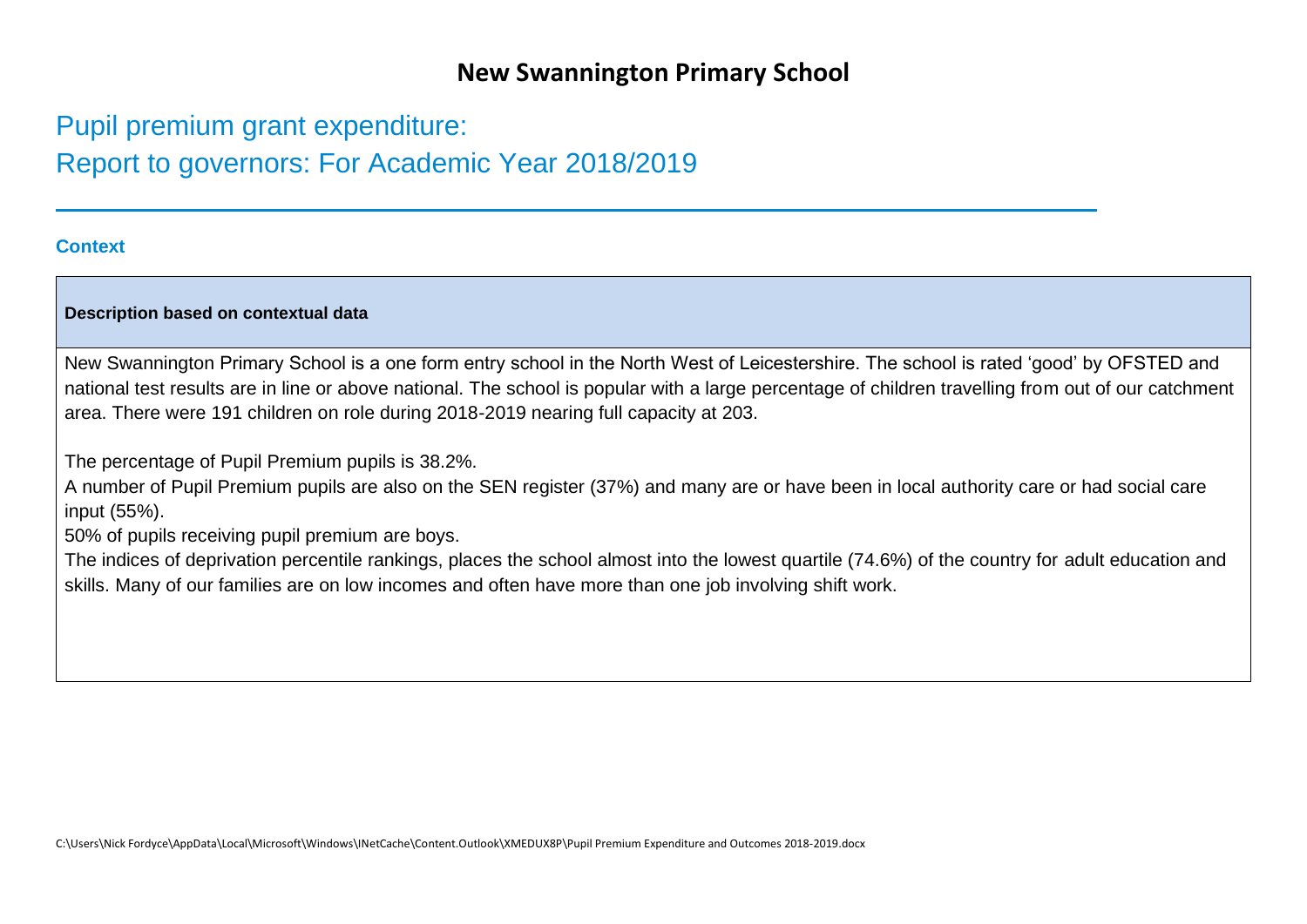# New Swannington Primary School

## Pupil premium grant expenditure:
## Report to governors: For Academic Year 2018/2019

### Context

| **Description based on contextual data** |
| --- |
| New Swannington Primary School is a one form entry school in the North West of Leicestershire. The school is rated 'good' by OFSTED and national test results are in line or above national. The school is popular with a large percentage of children travelling from out of our catchment area. There were 191 children on role during 2018-2019 nearing full capacity at 203.<br><br>The percentage of Pupil Premium pupils is 38.2%.<br>A number of Pupil Premium pupils are also on the SEN register (37%) and many are or have been in local authority care or had social care input (55%).<br>50% of pupils receiving pupil premium are boys.<br>The indices of deprivation percentile rankings, places the school almost into the lowest quartile (74.6%) of the country for adult education and skills. Many of our families are on low incomes and often have more than one job involving shift work. |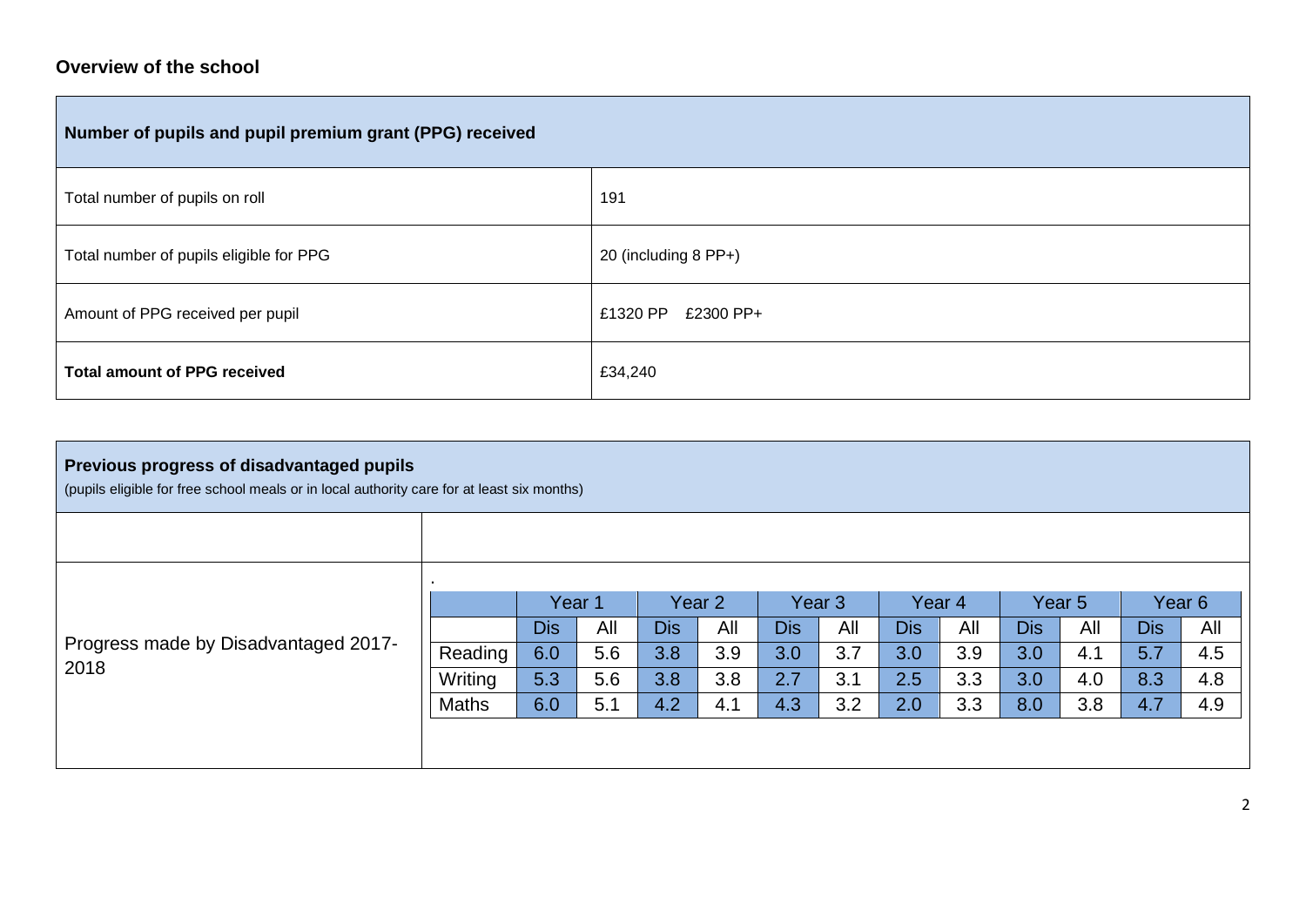### Overview of the school

| Number of pupils and pupil premium grant (PPG) received | |
|---|---|
| Total number of pupils on roll | 191 |
| Total number of pupils eligible for PPG | 20 (including 8 PP+) |
| Amount of PPG received per pupil | £1320 PP £2300 PP+ |
| **Total amount of PPG received** | £34,240 |

**Previous progress of disadvantaged pupils**

(pupils eligible for free school meals or in local authority care for at least six months)

Progress made by Disadvantaged 2017-2018

| | Year 1 | | Year 2 | | Year 3 | | Year 4 | | Year 5 | | Year 6 | |
|---|---|---|---|---|---|---|---|---|---|---|---|---|
| | Dis | All | Dis | All | Dis | All | Dis | All | Dis | All | Dis | All |
| Reading | 6.0 | 5.6 | 3.8 | 3.9 | 3.0 | 3.7 | 3.0 | 3.9 | 3.0 | 4.1 | 5.7 | 4.5 |
| Writing | 5.3 | 5.6 | 3.8 | 3.8 | 2.7 | 3.1 | 2.5 | 3.3 | 3.0 | 4.0 | 8.3 | 4.8 |
| Maths | 6.0 | 5.1 | 4.2 | 4.1 | 4.3 | 3.2 | 2.0 | 3.3 | 8.0 | 3.8 | 4.7 | 4.9 |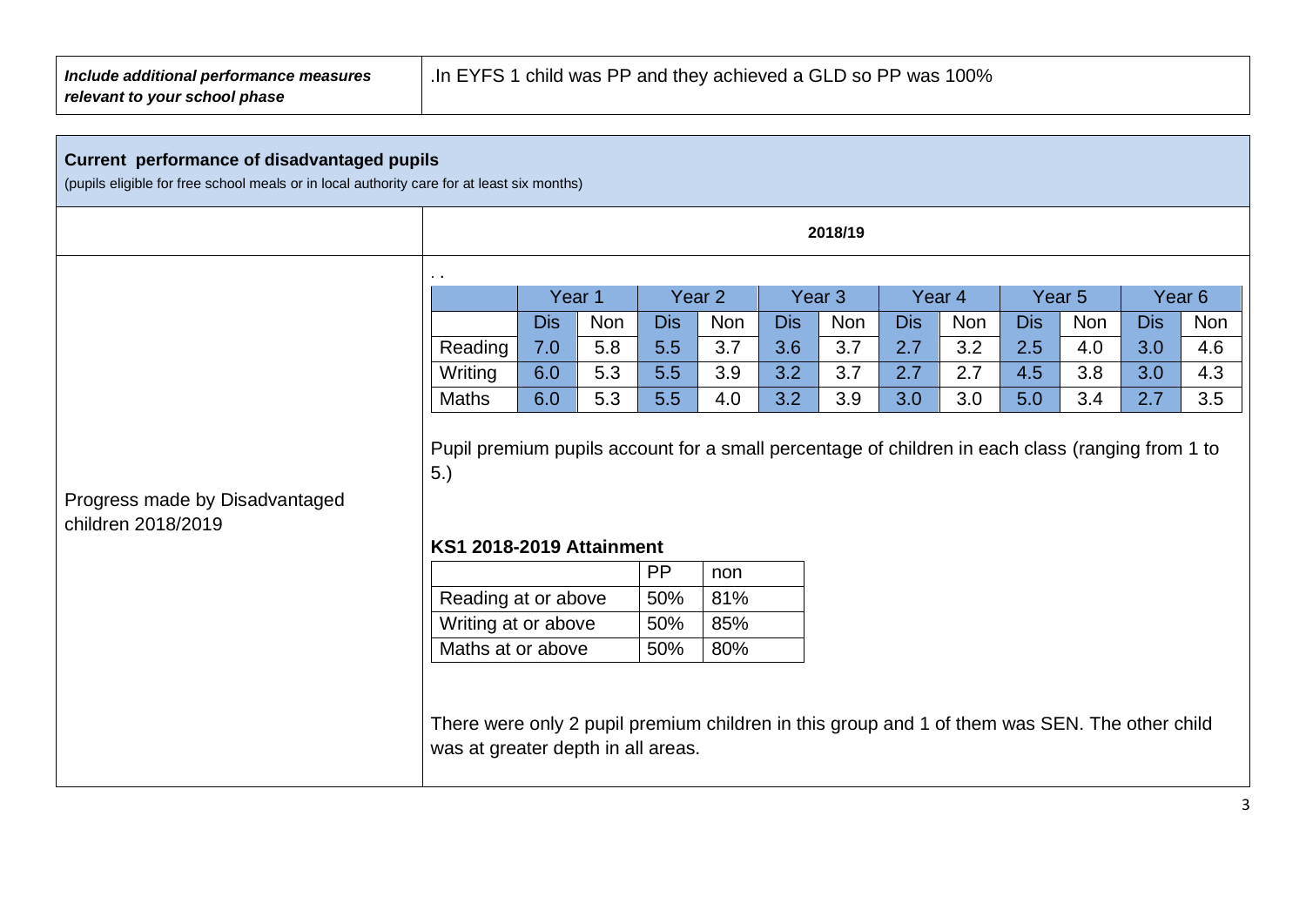| *Include additional performance measures relevant to your school phase* | .In EYFS 1 child was PP and they achieved a GLD so PP was 100% |
|---|---|

**Current performance of disadvantaged pupils**

(pupils eligible for free school meals or in local authority care for at least six months)

**2018/19**

**Progress made by Disadvantaged children 2018/2019**

. .

| | Year 1 | | Year 2 | | Year 3 | | Year 4 | | Year 5 | | Year 6 | |
|---|---|---|---|---|---|---|---|---|---|---|---|---|
| | Dis | Non | Dis | Non | Dis | Non | Dis | Non | Dis | Non | Dis | Non |
| Reading | 7.0 | 5.8 | 5.5 | 3.7 | 3.6 | 3.7 | 2.7 | 3.2 | 2.5 | 4.0 | 3.0 | 4.6 |
| Writing | 6.0 | 5.3 | 5.5 | 3.9 | 3.2 | 3.7 | 2.7 | 2.7 | 4.5 | 3.8 | 3.0 | 4.3 |
| Maths | 6.0 | 5.3 | 5.5 | 4.0 | 3.2 | 3.9 | 3.0 | 3.0 | 5.0 | 3.4 | 2.7 | 3.5 |

Pupil premium pupils account for a small percentage of children in each class (ranging from 1 to 5.)

**KS1 2018-2019 Attainment**

| | PP | non |
|---|---|---|
| Reading at or above | 50% | 81% |
| Writing at or above | 50% | 85% |
| Maths at or above | 50% | 80% |

There were only 2 pupil premium children in this group and 1 of them was SEN. The other child was at greater depth in all areas.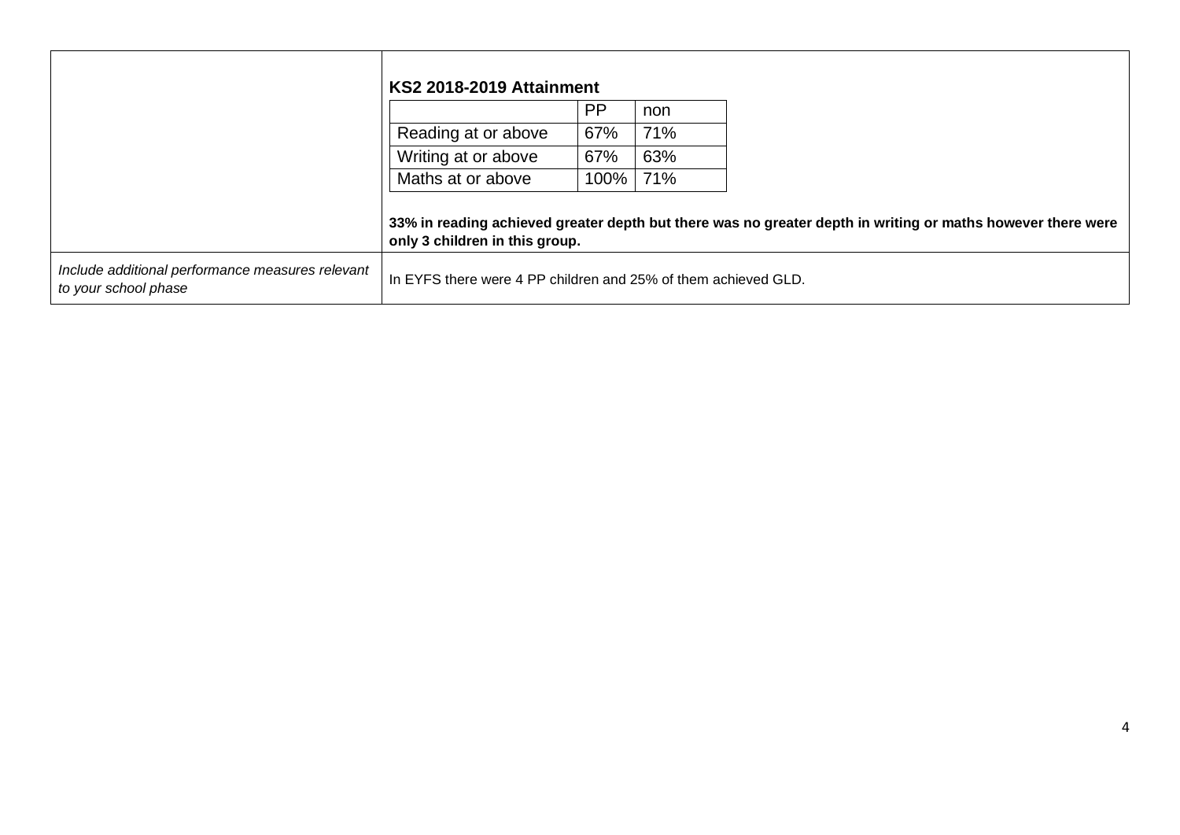| | |
|---|---|
| | **KS2 2018-2019 Attainment**<br><br>\| \| PP \| non \|<br>\|---\|---\|---\|<br>\| Reading at or above \| 67% \| 71% \|<br>\| Writing at or above \| 67% \| 63% \|<br>\| Maths at or above \| 100% \| 71% \|<br><br>**33% in reading achieved greater depth but there was no greater depth in writing or maths however there were only 3 children in this group.** |
| *Include additional performance measures relevant to your school phase* | In EYFS there were 4 PP children and 25% of them achieved GLD. |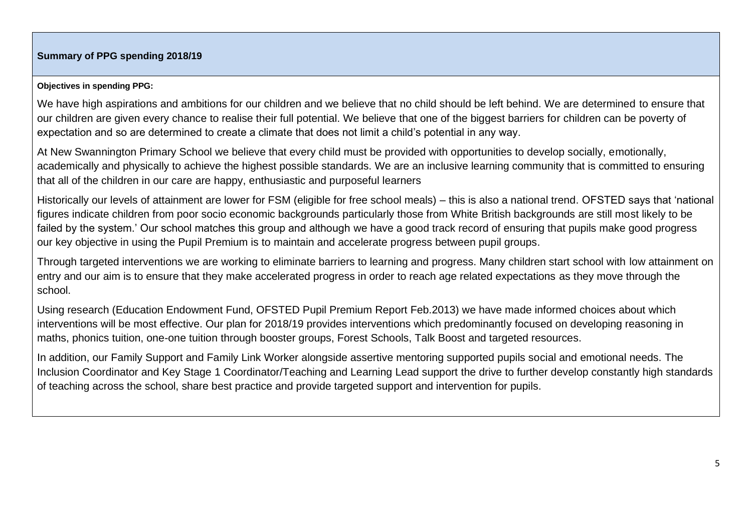## Summary of PPG spending 2018/19

**Objectives in spending PPG:**

We have high aspirations and ambitions for our children and we believe that no child should be left behind. We are determined to ensure that our children are given every chance to realise their full potential. We believe that one of the biggest barriers for children can be poverty of expectation and so are determined to create a climate that does not limit a child's potential in any way.

At New Swannington Primary School we believe that every child must be provided with opportunities to develop socially, emotionally, academically and physically to achieve the highest possible standards. We are an inclusive learning community that is committed to ensuring that all of the children in our care are happy, enthusiastic and purposeful learners

Historically our levels of attainment are lower for FSM (eligible for free school meals) – this is also a national trend. OFSTED says that 'national figures indicate children from poor socio economic backgrounds particularly those from White British backgrounds are still most likely to be failed by the system.' Our school matches this group and although we have a good track record of ensuring that pupils make good progress our key objective in using the Pupil Premium is to maintain and accelerate progress between pupil groups.

Through targeted interventions we are working to eliminate barriers to learning and progress. Many children start school with low attainment on entry and our aim is to ensure that they make accelerated progress in order to reach age related expectations as they move through the school.

Using research (Education Endowment Fund, OFSTED Pupil Premium Report Feb.2013) we have made informed choices about which interventions will be most effective. Our plan for 2018/19 provides interventions which predominantly focused on developing reasoning in maths, phonics tuition, one-one tuition through booster groups, Forest Schools, Talk Boost and targeted resources.

In addition, our Family Support and Family Link Worker alongside assertive mentoring supported pupils social and emotional needs. The Inclusion Coordinator and Key Stage 1 Coordinator/Teaching and Learning Lead support the drive to further develop constantly high standards of teaching across the school, share best practice and provide targeted support and intervention for pupils.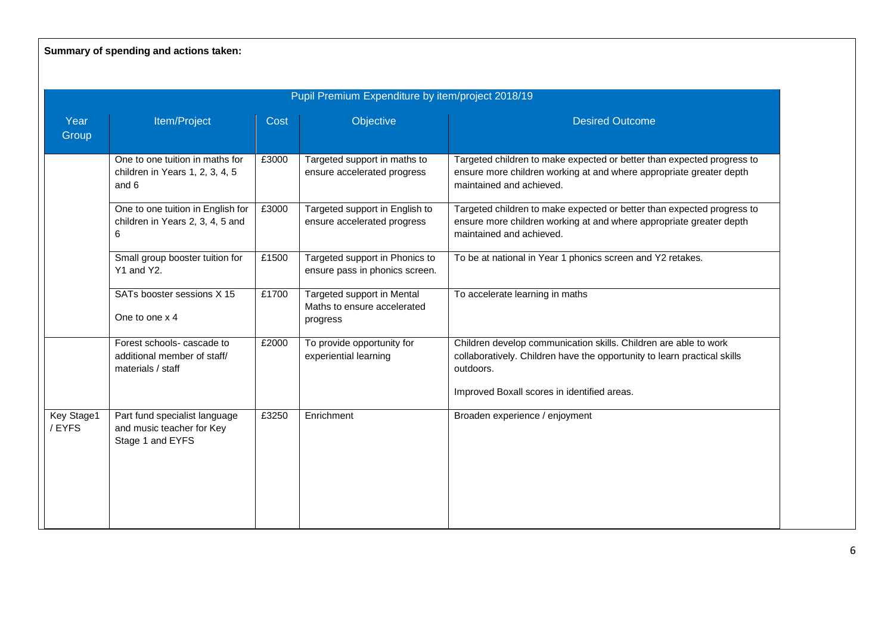**Summary of spending and actions taken:**

| Pupil Premium Expenditure by item/project 2018/19 | | | | |
|---|---|---|---|---|
| Year Group | Item/Project | Cost | Objective | Desired Outcome |
| | One to one tuition in maths for children in Years 1, 2, 3, 4, 5 and 6 | £3000 | Targeted support in maths to ensure accelerated progress | Targeted children to make expected or better than expected progress to ensure more children working at and where appropriate greater depth maintained and achieved. |
| | One to one tuition in English for children in Years 2, 3, 4, 5 and 6 | £3000 | Targeted support in English to ensure accelerated progress | Targeted children to make expected or better than expected progress to ensure more children working at and where appropriate greater depth maintained and achieved. |
| | Small group booster tuition for Y1 and Y2. | £1500 | Targeted support in Phonics to ensure pass in phonics screen. | To be at national in Year 1 phonics screen and Y2 retakes. |
| | SATs booster sessions X 15<br><br>One to one x 4 | £1700 | Targeted support in Mental Maths to ensure accelerated progress | To accelerate learning in maths |
| | Forest schools- cascade to additional member of staff/ materials / staff | £2000 | To provide opportunity for experiential learning | Children develop communication skills. Children are able to work collaboratively. Children have the opportunity to learn practical skills outdoors.<br><br>Improved Boxall scores in identified areas. |
| Key Stage1 / EYFS | Part fund specialist language and music teacher for Key Stage 1 and EYFS | £3250 | Enrichment | Broaden experience / enjoyment |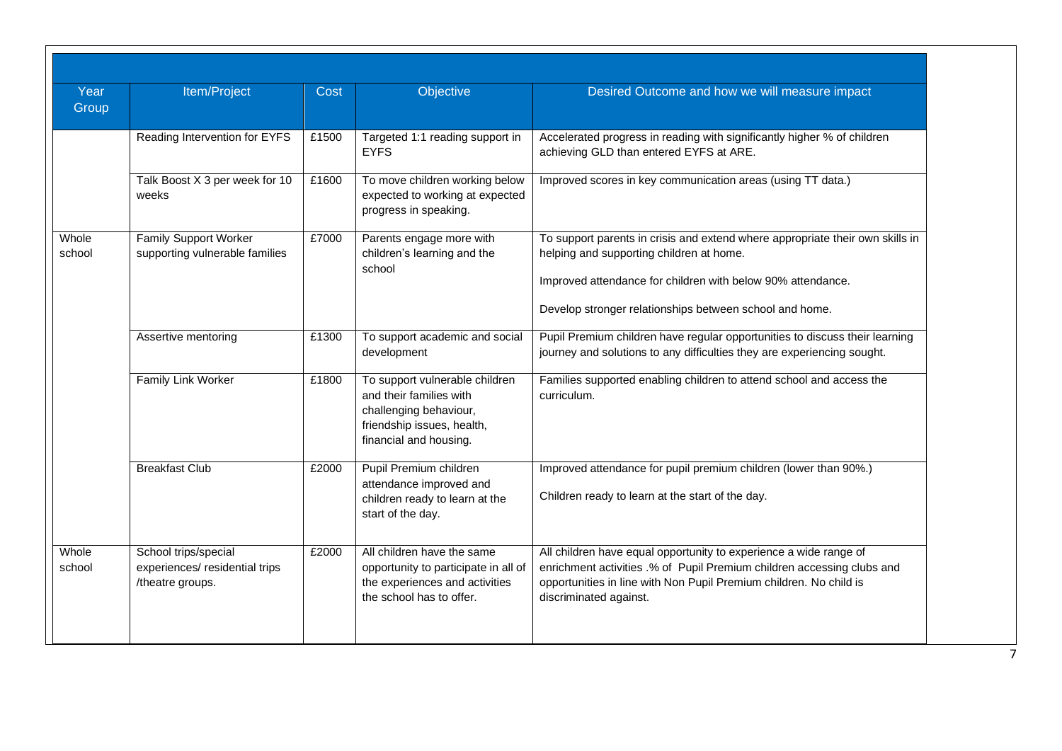| Year Group | Item/Project | Cost | Objective | Desired Outcome and how we will measure impact |
|---|---|---|---|---|
| | Reading Intervention for EYFS | £1500 | Targeted 1:1 reading support in EYFS | Accelerated progress in reading with significantly higher % of children achieving GLD than entered EYFS at ARE. |
| | Talk Boost X 3 per week for 10 weeks | £1600 | To move children working below expected to working at expected progress in speaking. | Improved scores in key communication areas (using TT data.) |
| Whole school | Family Support Worker supporting vulnerable families | £7000 | Parents engage more with children's learning and the school | To support parents in crisis and extend where appropriate their own skills in helping and supporting children at home.<br><br>Improved attendance for children with below 90% attendance.<br><br>Develop stronger relationships between school and home. |
| | Assertive mentoring | £1300 | To support academic and social development | Pupil Premium children have regular opportunities to discuss their learning journey and solutions to any difficulties they are experiencing sought. |
| | Family Link Worker | £1800 | To support vulnerable children and their families with challenging behaviour, friendship issues, health, financial and housing. | Families supported enabling children to attend school and access the curriculum. |
| | Breakfast Club | £2000 | Pupil Premium children attendance improved and children ready to learn at the start of the day. | Improved attendance for pupil premium children (lower than 90%.)<br><br>Children ready to learn at the start of the day. |
| Whole school | School trips/special experiences/ residential trips /theatre groups. | £2000 | All children have the same opportunity to participate in all of the experiences and activities the school has to offer. | All children have equal opportunity to experience a wide range of enrichment activities .% of Pupil Premium children accessing clubs and opportunities in line with Non Pupil Premium children. No child is discriminated against. |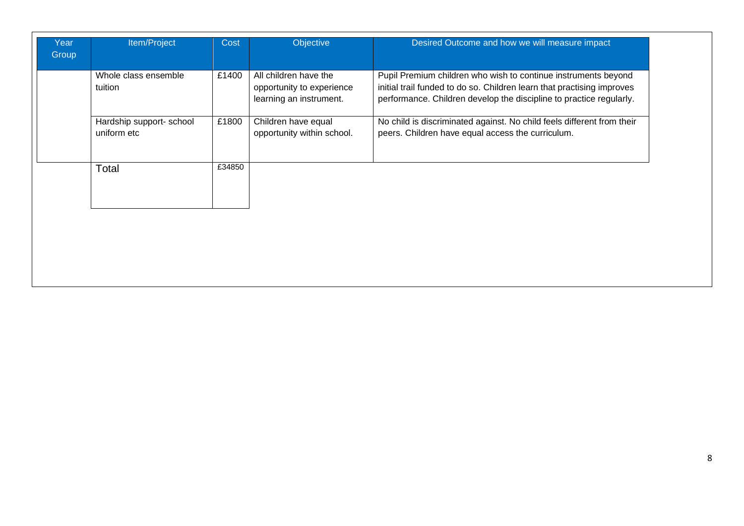| Year Group | Item/Project | Cost | Objective | Desired Outcome and how we will measure impact |
|---|---|---|---|---|
| | Whole class ensemble tuition | £1400 | All children have the opportunity to experience learning an instrument. | Pupil Premium children who wish to continue instruments beyond initial trail funded to do so. Children learn that practising improves performance. Children develop the discipline to practice regularly. |
| | Hardship support- school uniform etc | £1800 | Children have equal opportunity within school. | No child is discriminated against. No child feels different from their peers. Children have equal access the curriculum. |
| | Total | £34850 | | |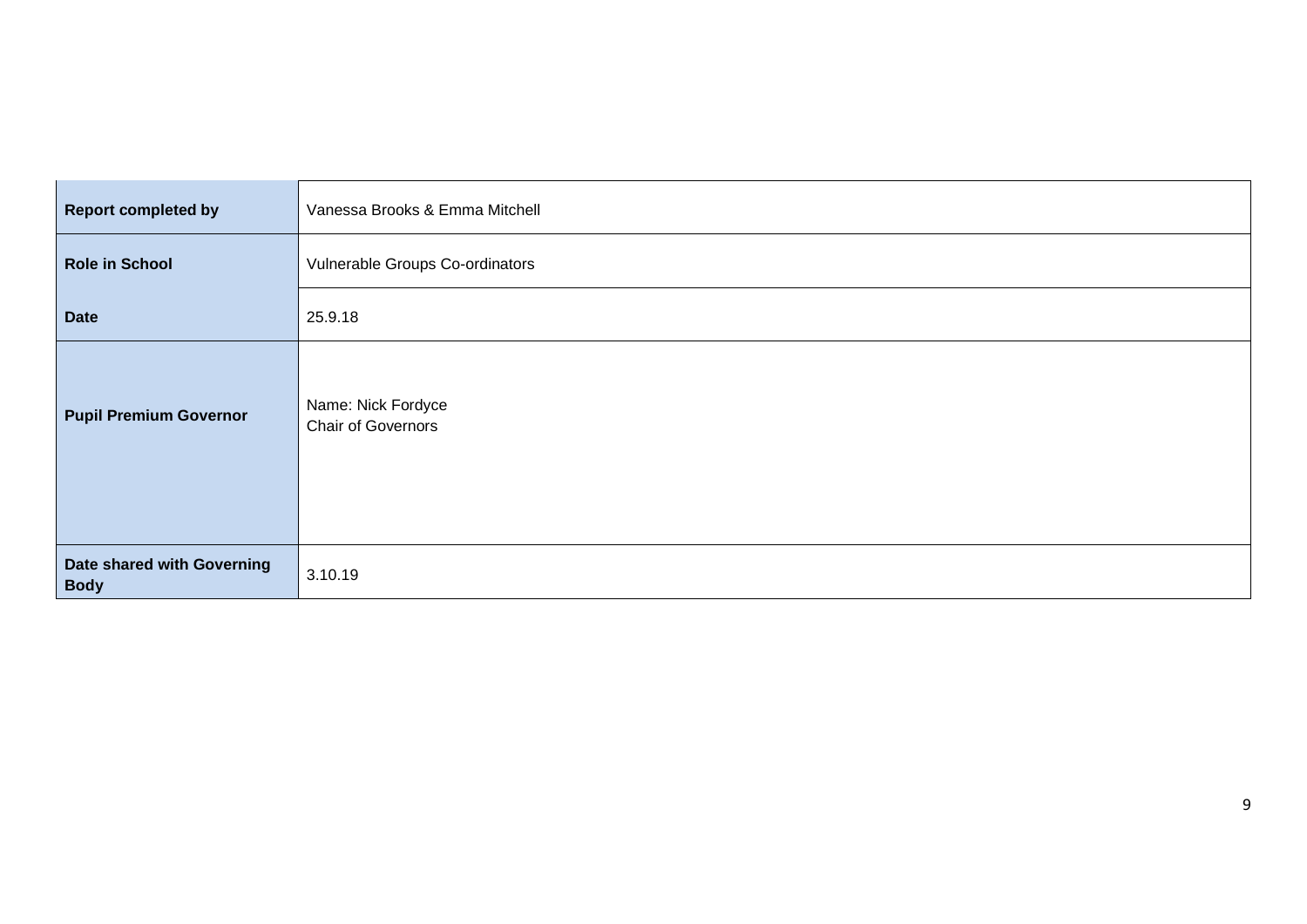| | |
|---|---|
| **Report completed by** | Vanessa Brooks & Emma Mitchell |
| **Role in School** | Vulnerable Groups Co-ordinators |
| **Date** | 25.9.18 |
| **Pupil Premium Governor** | Name: Nick Fordyce<br>Chair of Governors |
| **Date shared with Governing Body** | 3.10.19 |